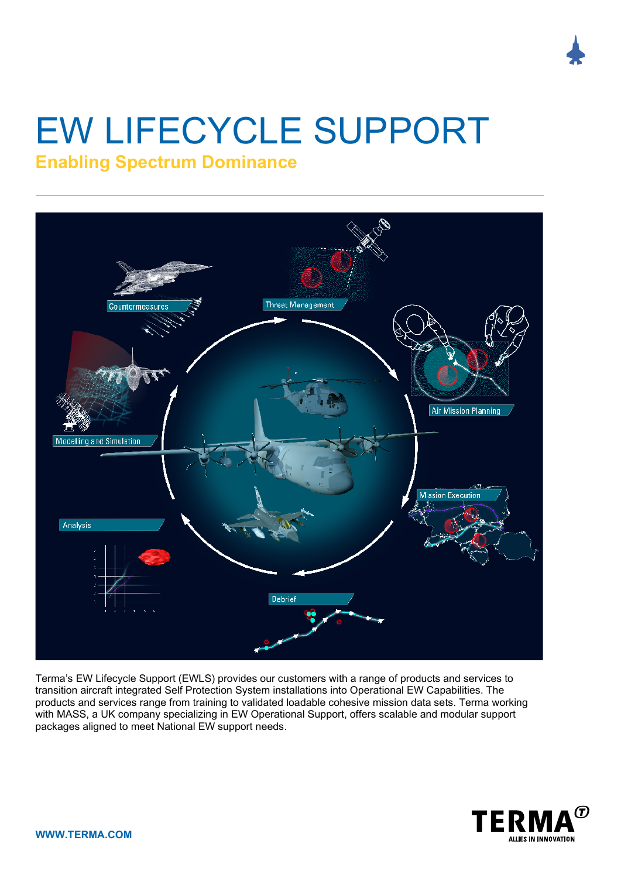# EW LIFECYCLE SUPPORT

## Enabling Spectrum Dominance

Terma's EW Lifecycle Support (EWLS) provides our customers with a range of products and services to transition aircraft integrated Self Protection System installations into Operational EW Capabilities. The products and services range from training to validated loadable cohesive mission data sets. Terma working with MASS, a UK company specializing in EW Operational Support, offers scalable and modular support packages aligned to meet National EW support needs.

**WWW.TERMA.COM**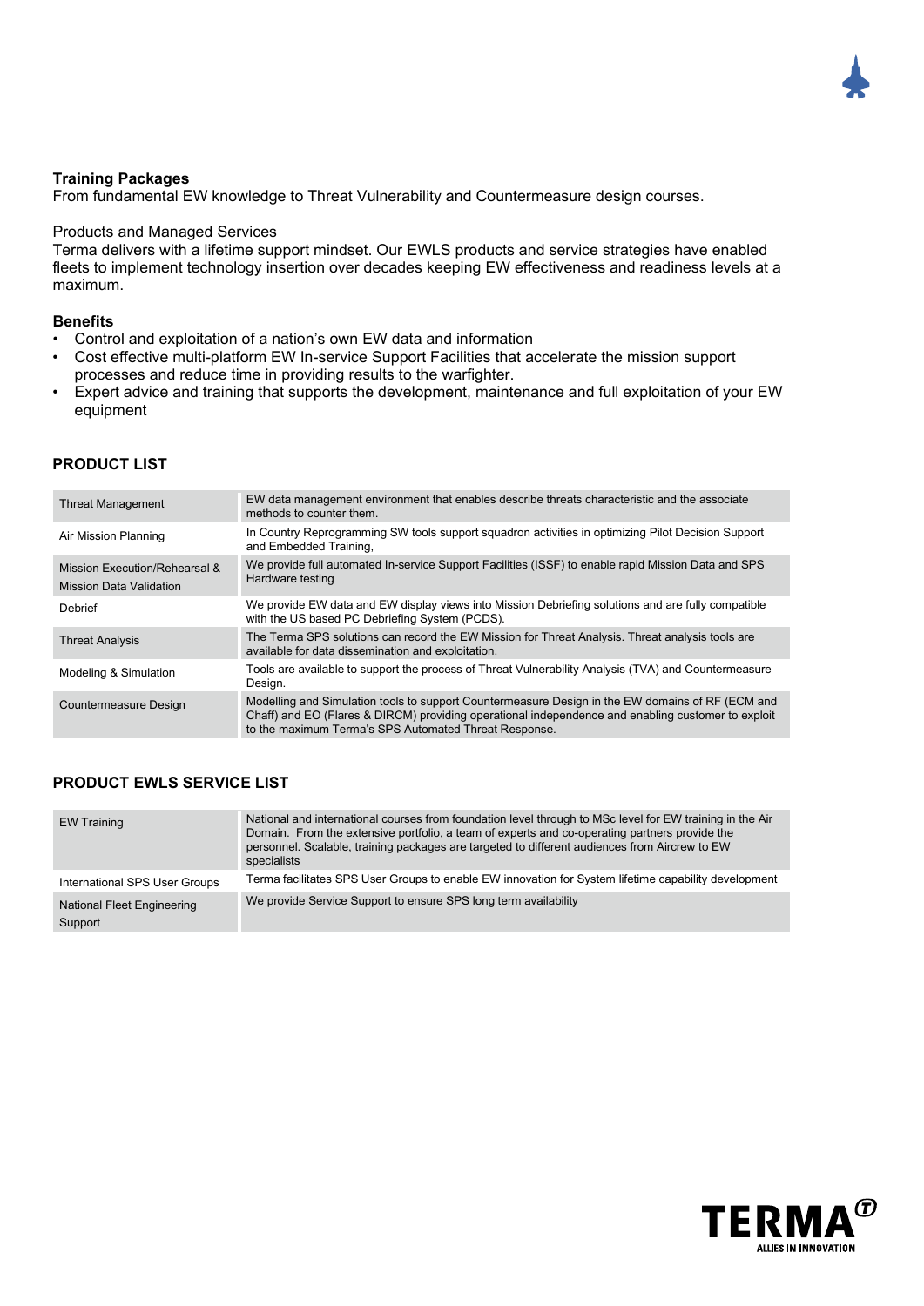**Training Packages**
From fundamental EW knowledge to Threat Vulnerability and Countermeasure design courses.

Products and Managed Services
Terma delivers with a lifetime support mindset. Our EWLS products and service strategies have enabled fleets to implement technology insertion over decades keeping EW effectiveness and readiness levels at a maximum.

**Benefits**

- Control and exploitation of a nation's own EW data and information
- Cost effective multi-platform EW In-service Support Facilities that accelerate the mission support processes and reduce time in providing results to the warfighter.
- Expert advice and training that supports the development, maintenance and full exploitation of your EW equipment

## PRODUCT LIST

| | |
|---|---|
| Threat Management | EW data management environment that enables describe threats characteristic and the associate methods to counter them. |
| Air Mission Planning | In Country Reprogramming SW tools support squadron activities in optimizing Pilot Decision Support and Embedded Training, |
| Mission Execution/Rehearsal & Mission Data Validation | We provide full automated In-service Support Facilities (ISSF) to enable rapid Mission Data and SPS Hardware testing |
| Debrief | We provide EW data and EW display views into Mission Debriefing solutions and are fully compatible with the US based PC Debriefing System (PCDS). |
| Threat Analysis | The Terma SPS solutions can record the EW Mission for Threat Analysis. Threat analysis tools are available for data dissemination and exploitation. |
| Modeling & Simulation | Tools are available to support the process of Threat Vulnerability Analysis (TVA) and Countermeasure Design. |
| Countermeasure Design | Modelling and Simulation tools to support Countermeasure Design in the EW domains of RF (ECM and Chaff) and EO (Flares & DIRCM) providing operational independence and enabling customer to exploit to the maximum Terma's SPS Automated Threat Response. |

## PRODUCT EWLS SERVICE LIST

| | |
|---|---|
| EW Training | National and international courses from foundation level through to MSc level for EW training in the Air Domain. From the extensive portfolio, a team of experts and co-operating partners provide the personnel. Scalable, training packages are targeted to different audiences from Aircrew to EW specialists |
| International SPS User Groups | Terma facilitates SPS User Groups to enable EW innovation for System lifetime capability development |
| National Fleet Engineering Support | We provide Service Support to ensure SPS long term availability |